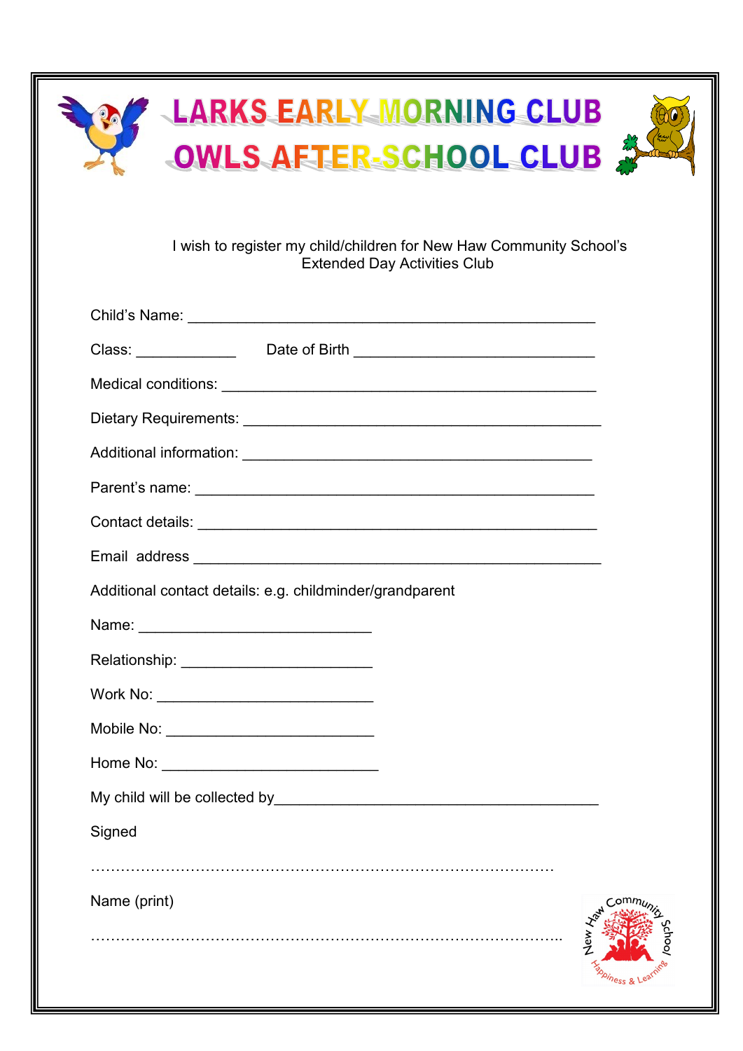# LARKS EARLY MORNING CLUB
# OWLS AFTER-SCHOOL CLUB

I wish to register my child/children for New Haw Community School's Extended Day Activities Club

Child's Name: ___________________________________________________

Class: ____________ Date of Birth _____________________________

Medical conditions: _____________________________________________

Dietary Requirements: ____________________________________________

Additional information: __________________________________________

Parent's name: _________________________________________________

Contact details: ________________________________________________

Email address __________________________________________________

Additional contact details: e.g. childminder/grandparent

Name: ____________________________

Relationship: _______________________

Work No: __________________________

Mobile No: _________________________

Home No: __________________________

My child will be collected by_______________________________________

Signed

…………………………………………………………………………………

Name (print)

………………………………………………………………………………….

New Haw Community School
Happiness & Learning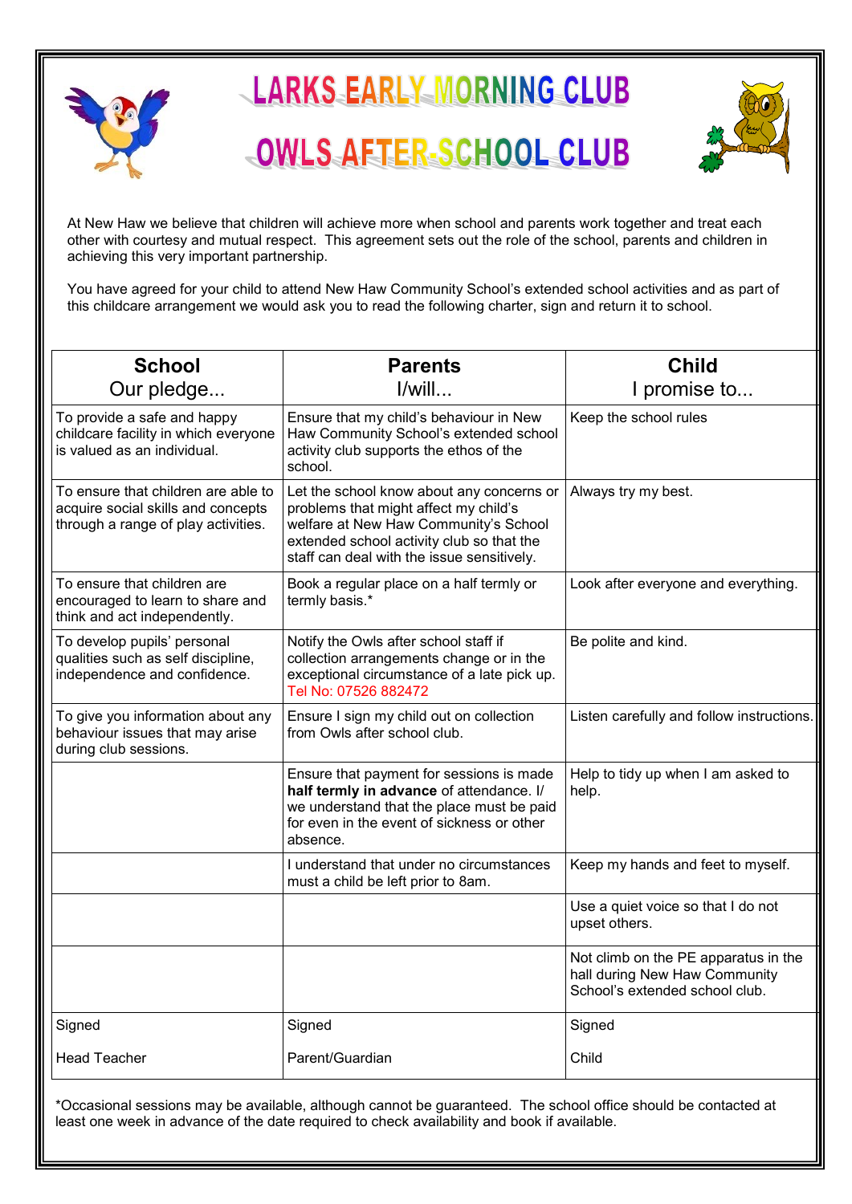# LARKS EARLY MORNING CLUB

# OWLS AFTER-SCHOOL CLUB

At New Haw we believe that children will achieve more when school and parents work together and treat each other with courtesy and mutual respect. This agreement sets out the role of the school, parents and children in achieving this very important partnership.

You have agreed for your child to attend New Haw Community School's extended school activities and as part of this childcare arrangement we would ask you to read the following charter, sign and return it to school.

| **School**<br>Our pledge... | **Parents**<br>I/will... | **Child**<br>I promise to... |
|---|---|---|
| To provide a safe and happy childcare facility in which everyone is valued as an individual. | Ensure that my child's behaviour in New Haw Community School's extended school activity club supports the ethos of the school. | Keep the school rules |
| To ensure that children are able to acquire social skills and concepts through a range of play activities. | Let the school know about any concerns or problems that might affect my child's welfare at New Haw Community's School extended school activity club so that the staff can deal with the issue sensitively. | Always try my best. |
| To ensure that children are encouraged to learn to share and think and act independently. | Book a regular place on a half termly or termly basis.* | Look after everyone and everything. |
| To develop pupils' personal qualities such as self discipline, independence and confidence. | Notify the Owls after school staff if collection arrangements change or in the exceptional circumstance of a late pick up. Tel No: 07526 882472 | Be polite and kind. |
| To give you information about any behaviour issues that may arise during club sessions. | Ensure I sign my child out on collection from Owls after school club. | Listen carefully and follow instructions. |
| | Ensure that payment for sessions is made **half termly in advance** of attendance. I/we understand that the place must be paid for even in the event of sickness or other absence. | Help to tidy up when I am asked to help. |
| | I understand that under no circumstances must a child be left prior to 8am. | Keep my hands and feet to myself. |
| | | Use a quiet voice so that I do not upset others. |
| | | Not climb on the PE apparatus in the hall during New Haw Community School's extended school club. |
| Signed<br><br>Head Teacher | Signed<br><br>Parent/Guardian | Signed<br><br>Child |

*Occasional sessions may be available, although cannot be guaranteed. The school office should be contacted at least one week in advance of the date required to check availability and book if available.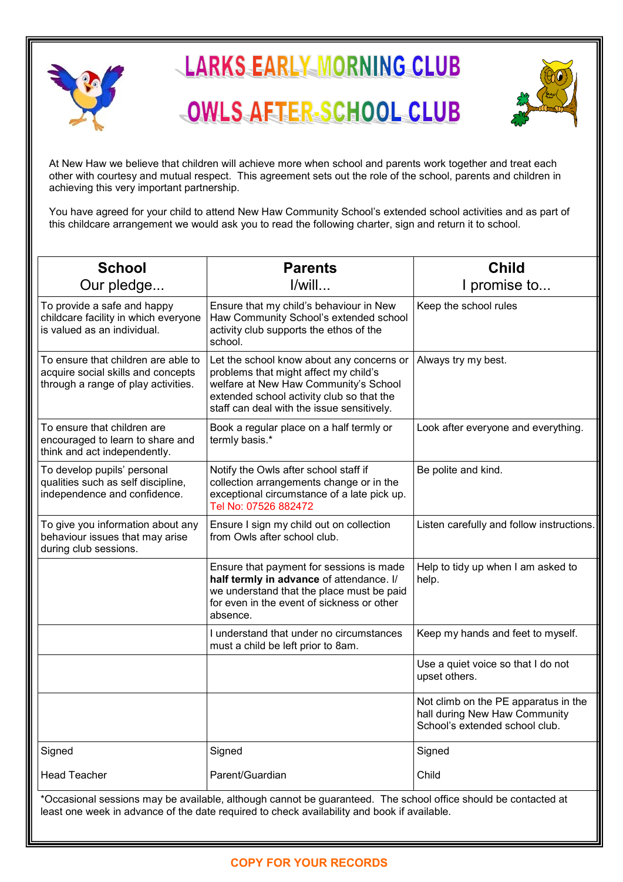# LARKS EARLY MORNING CLUB

# OWLS AFTER-SCHOOL CLUB

At New Haw we believe that children will achieve more when school and parents work together and treat each other with courtesy and mutual respect. This agreement sets out the role of the school, parents and children in achieving this very important partnership.

You have agreed for your child to attend New Haw Community School's extended school activities and as part of this childcare arrangement we would ask you to read the following charter, sign and return it to school.

| **School**<br>Our pledge... | **Parents**<br>I/will... | **Child**<br>I promise to... |
|---|---|---|
| To provide a safe and happy childcare facility in which everyone is valued as an individual. | Ensure that my child's behaviour in New Haw Community School's extended school activity club supports the ethos of the school. | Keep the school rules |
| To ensure that children are able to acquire social skills and concepts through a range of play activities. | Let the school know about any concerns or problems that might affect my child's welfare at New Haw Community's School extended school activity club so that the staff can deal with the issue sensitively. | Always try my best. |
| To ensure that children are encouraged to learn to share and think and act independently. | Book a regular place on a half termly or termly basis.* | Look after everyone and everything. |
| To develop pupils' personal qualities such as self discipline, independence and confidence. | Notify the Owls after school staff if collection arrangements change or in the exceptional circumstance of a late pick up. Tel No: 07526 882472 | Be polite and kind. |
| To give you information about any behaviour issues that may arise during club sessions. | Ensure I sign my child out on collection from Owls after school club. | Listen carefully and follow instructions. |
| | Ensure that payment for sessions is made **half termly in advance** of attendance. I/ we understand that the place must be paid for even in the event of sickness or other absence. | Help to tidy up when I am asked to help. |
| | I understand that under no circumstances must a child be left prior to 8am. | Keep my hands and feet to myself. |
| | | Use a quiet voice so that I do not upset others. |
| | | Not climb on the PE apparatus in the hall during New Haw Community School's extended school club. |
| Signed<br><br>Head Teacher | Signed<br><br>Parent/Guardian | Signed<br><br>Child |

*Occasional sessions may be available, although cannot be guaranteed. The school office should be contacted at least one week in advance of the date required to check availability and book if available.

**COPY FOR YOUR RECORDS**